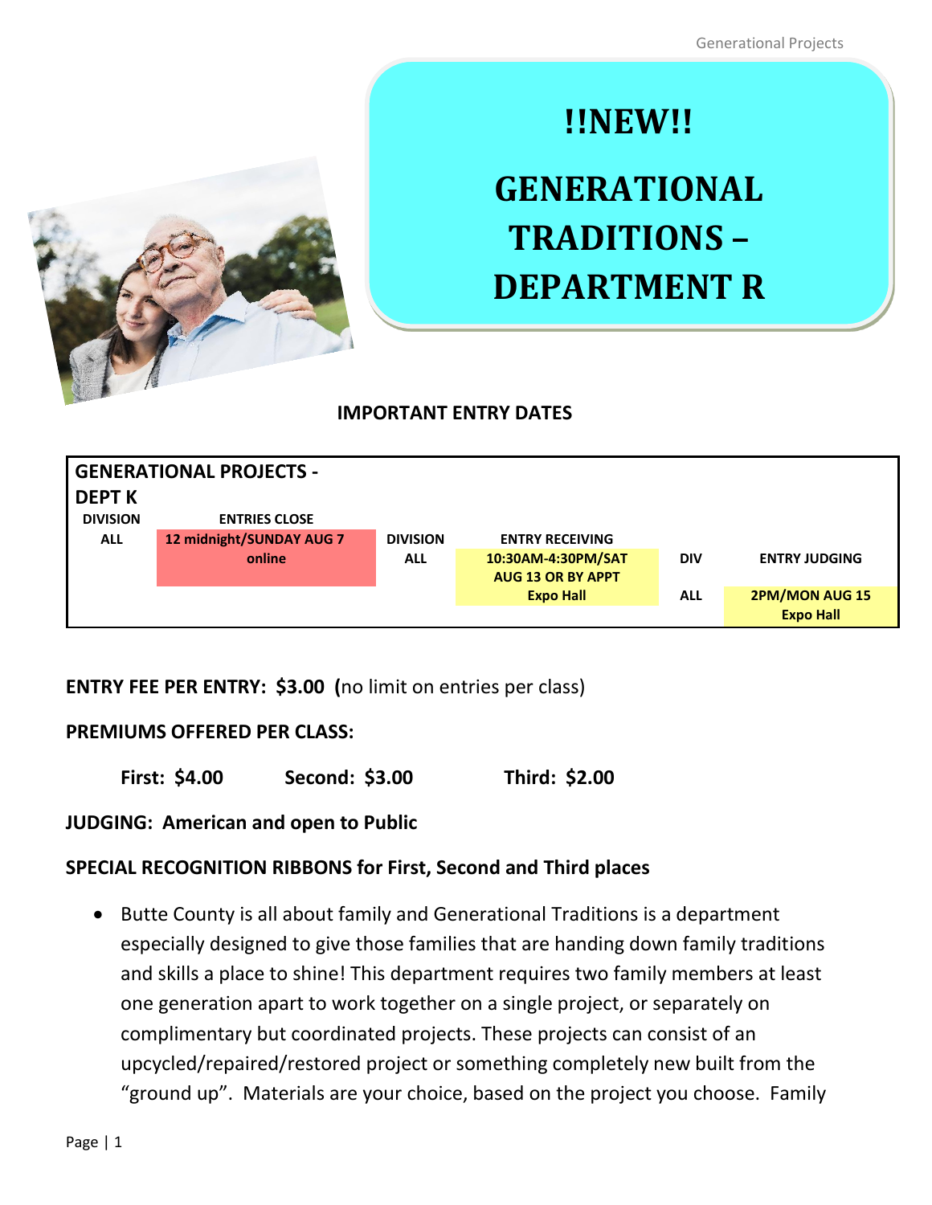# !!NEW!!

# GENERATIONAL TRADITIONS – DEPARTMENT R

## IMPORTANT ENTRY DATES

| GENERATIONAL PROJECTS - DEPT K | | | | | |
|---|---|---|---|---|---|
| **DIVISION** | **ENTRIES CLOSE** | **DIVISION** | **ENTRY RECEIVING** | **DIV** | **ENTRY JUDGING** |
| **ALL** | **12 midnight/SUNDAY AUG 7 online** | **ALL** | **10:30AM-4:30PM/SAT AUG 13 OR BY APPT Expo Hall** | **ALL** | **2PM/MON AUG 15 Expo Hall** |

**ENTRY FEE PER ENTRY: $3.00 (**no limit on entries per class)

**PREMIUMS OFFERED PER CLASS:**

**First: $4.00** **Second: $3.00** **Third: $2.00**

**JUDGING: American and open to Public**

**SPECIAL RECOGNITION RIBBONS for First, Second and Third places**

- Butte County is all about family and Generational Traditions is a department especially designed to give those families that are handing down family traditions and skills a place to shine! This department requires two family members at least one generation apart to work together on a single project, or separately on complimentary but coordinated projects. These projects can consist of an upcycled/repaired/restored project or something completely new built from the "ground up". Materials are your choice, based on the project you choose. Family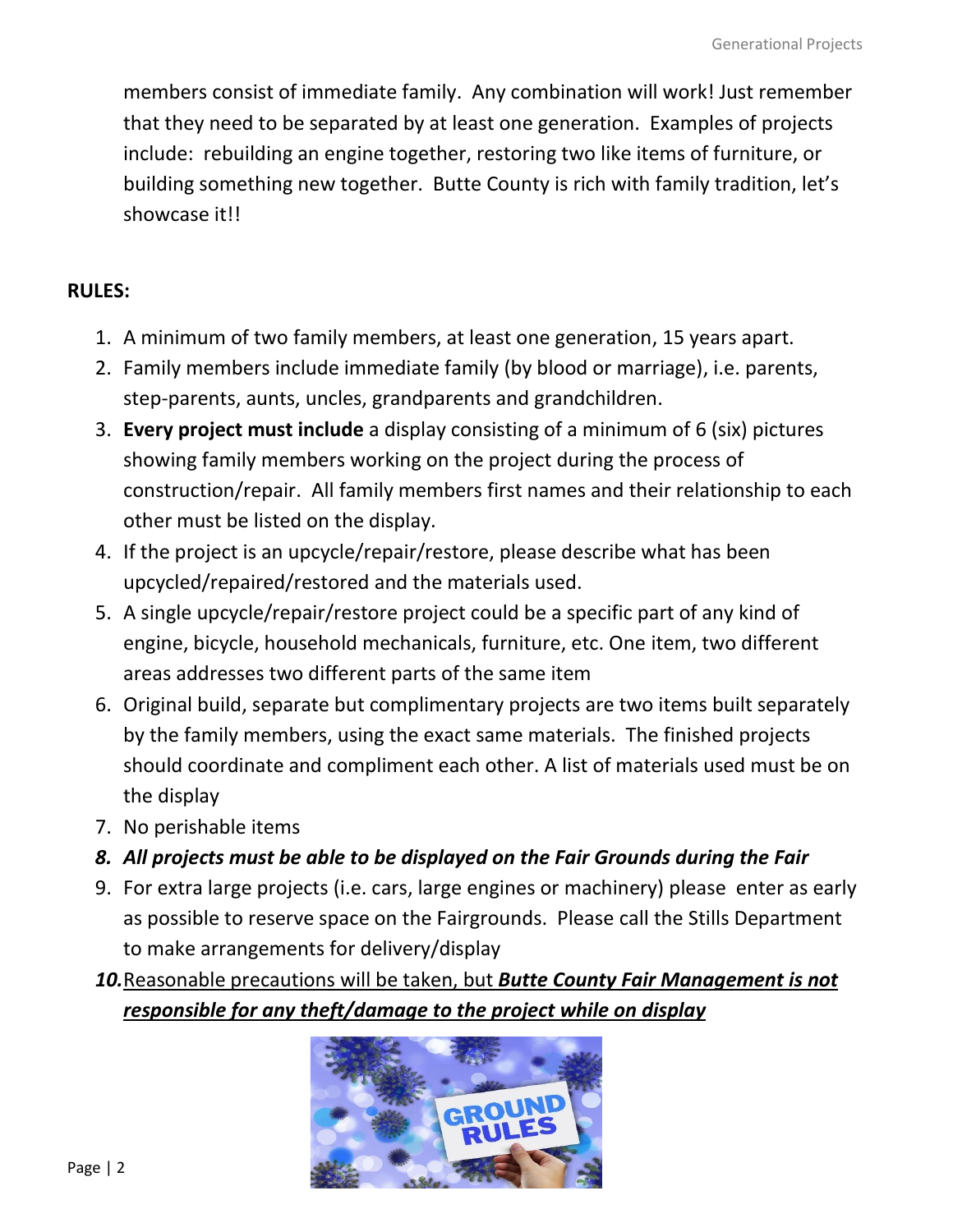members consist of immediate family. Any combination will work! Just remember that they need to be separated by at least one generation. Examples of projects include: rebuilding an engine together, restoring two like items of furniture, or building something new together. Butte County is rich with family tradition, let's showcase it!!

**RULES:**

1. A minimum of two family members, at least one generation, 15 years apart.
2. Family members include immediate family (by blood or marriage), i.e. parents, step-parents, aunts, uncles, grandparents and grandchildren.
3. **Every project must include** a display consisting of a minimum of 6 (six) pictures showing family members working on the project during the process of construction/repair. All family members first names and their relationship to each other must be listed on the display.
4. If the project is an upcycle/repair/restore, please describe what has been upcycled/repaired/restored and the materials used.
5. A single upcycle/repair/restore project could be a specific part of any kind of engine, bicycle, household mechanicals, furniture, etc. One item, two different areas addresses two different parts of the same item
6. Original build, separate but complimentary projects are two items built separately by the family members, using the exact same materials. The finished projects should coordinate and compliment each other. A list of materials used must be on the display
7. No perishable items
8. ***All projects must be able to be displayed on the Fair Grounds during the Fair***
9. For extra large projects (i.e. cars, large engines or machinery) please enter as early as possible to reserve space on the Fairgrounds. Please call the Stills Department to make arrangements for delivery/display
10. <u>Reasonable precautions will be taken, but ***Butte County Fair Management is not responsible for any theft/damage to the project while on display***</u>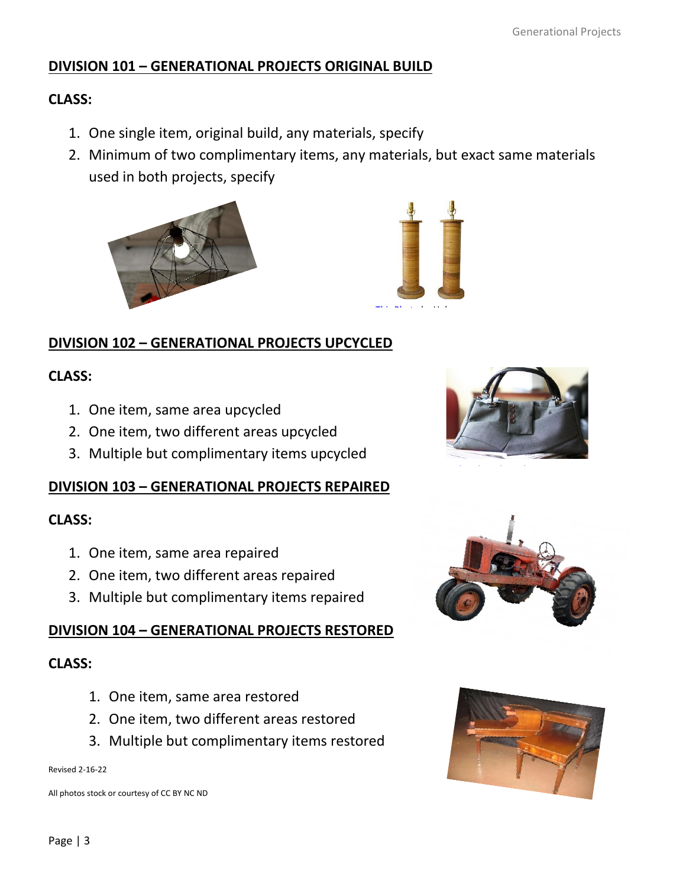**DIVISION 101 – GENERATIONAL PROJECTS ORIGINAL BUILD**

**CLASS:**

1. One single item, original build, any materials, specify
2. Minimum of two complimentary items, any materials, but exact same materials used in both projects, specify

**DIVISION 102 – GENERATIONAL PROJECTS UPCYCLED**

**CLASS:**

1. One item, same area upcycled
2. One item, two different areas upcycled
3. Multiple but complimentary items upcycled

**DIVISION 103 – GENERATIONAL PROJECTS REPAIRED**

**CLASS:**

1. One item, same area repaired
2. One item, two different areas repaired
3. Multiple but complimentary items repaired

**DIVISION 104 – GENERATIONAL PROJECTS RESTORED**

**CLASS:**

1. One item, same area restored
2. One item, two different areas restored
3. Multiple but complimentary items restored

Revised 2-16-22

All photos stock or courtesy of CC BY NC ND